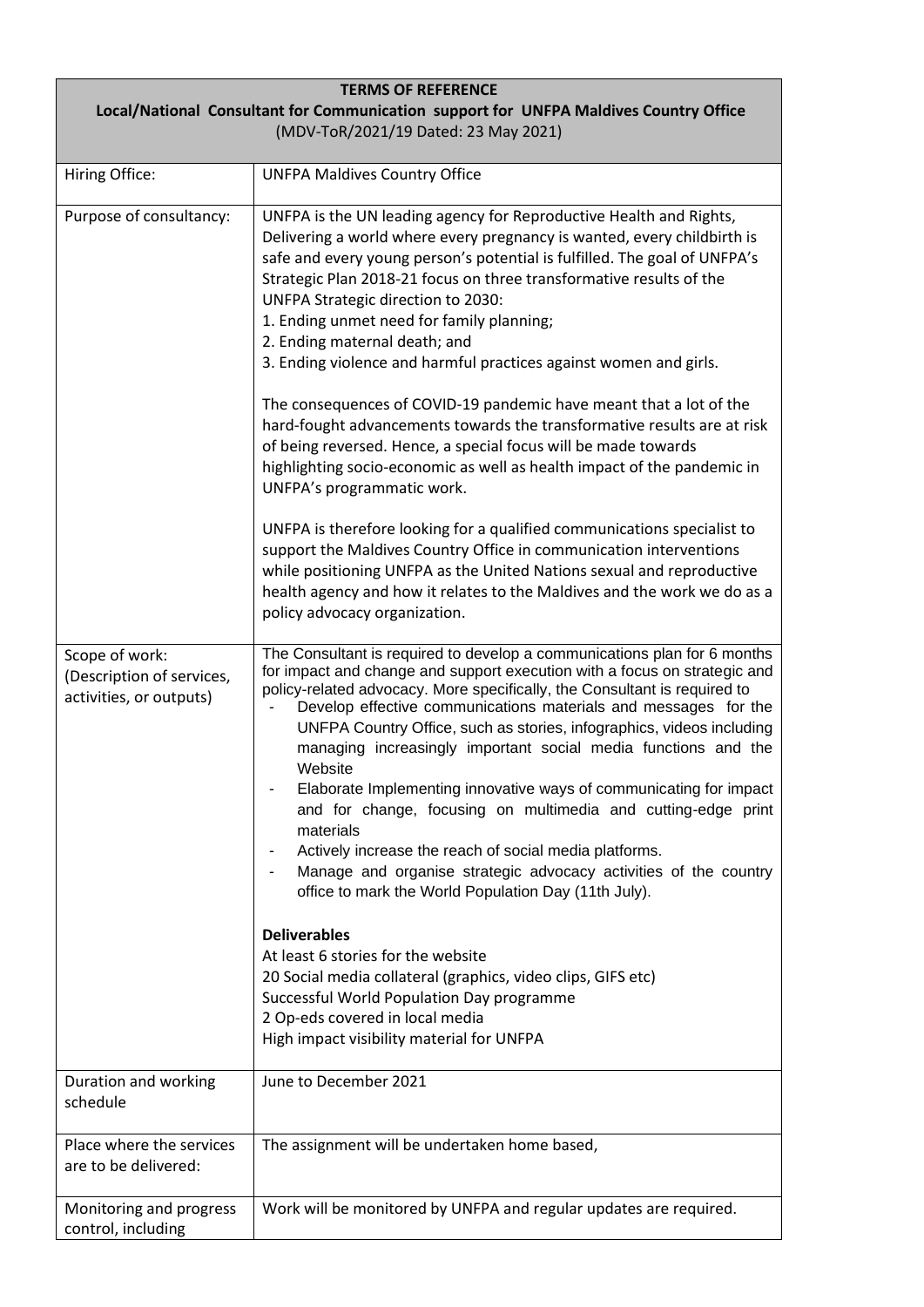| TERMS OF REFERENCE<br>Local/National Consultant for Communication support for UNFPA Maldives Country Office<br>(MDV-ToR/2021/19 Dated: 23 May 2021) | |
|---|---|
| Hiring Office: | UNFPA Maldives Country Office |
| Purpose of consultancy: | UNFPA is the UN leading agency for Reproductive Health and Rights, Delivering a world where every pregnancy is wanted, every childbirth is safe and every young person's potential is fulfilled. The goal of UNFPA's Strategic Plan 2018-21 focus on three transformative results of the UNFPA Strategic direction to 2030:<br>1. Ending unmet need for family planning;<br>2. Ending maternal death; and<br>3. Ending violence and harmful practices against women and girls.<br><br>The consequences of COVID-19 pandemic have meant that a lot of the hard-fought advancements towards the transformative results are at risk of being reversed. Hence, a special focus will be made towards highlighting socio-economic as well as health impact of the pandemic in UNFPA's programmatic work.<br><br>UNFPA is therefore looking for a qualified communications specialist to support the Maldives Country Office in communication interventions while positioning UNFPA as the United Nations sexual and reproductive health agency and how it relates to the Maldives and the work we do as a policy advocacy organization. |
| Scope of work:<br>(Description of services, activities, or outputs) | The Consultant is required to develop a communications plan for 6 months for impact and change and support execution with a focus on strategic and policy-related advocacy. More specifically, the Consultant is required to<br>- Develop effective communications materials and messages for the UNFPA Country Office, such as stories, infographics, videos including managing increasingly important social media functions and the Website<br>- Elaborate Implementing innovative ways of communicating for impact and for change, focusing on multimedia and cutting-edge print materials<br>- Actively increase the reach of social media platforms.<br>- Manage and organise strategic advocacy activities of the country office to mark the World Population Day (11th July).<br><br>**Deliverables**<br>At least 6 stories for the website<br>20 Social media collateral (graphics, video clips, GIFS etc)<br>Successful World Population Day programme<br>2 Op-eds covered in local media<br>High impact visibility material for UNFPA |
| Duration and working schedule | June to December 2021 |
| Place where the services are to be delivered: | The assignment will be undertaken home based, |
| Monitoring and progress control, including | Work will be monitored by UNFPA and regular updates are required. |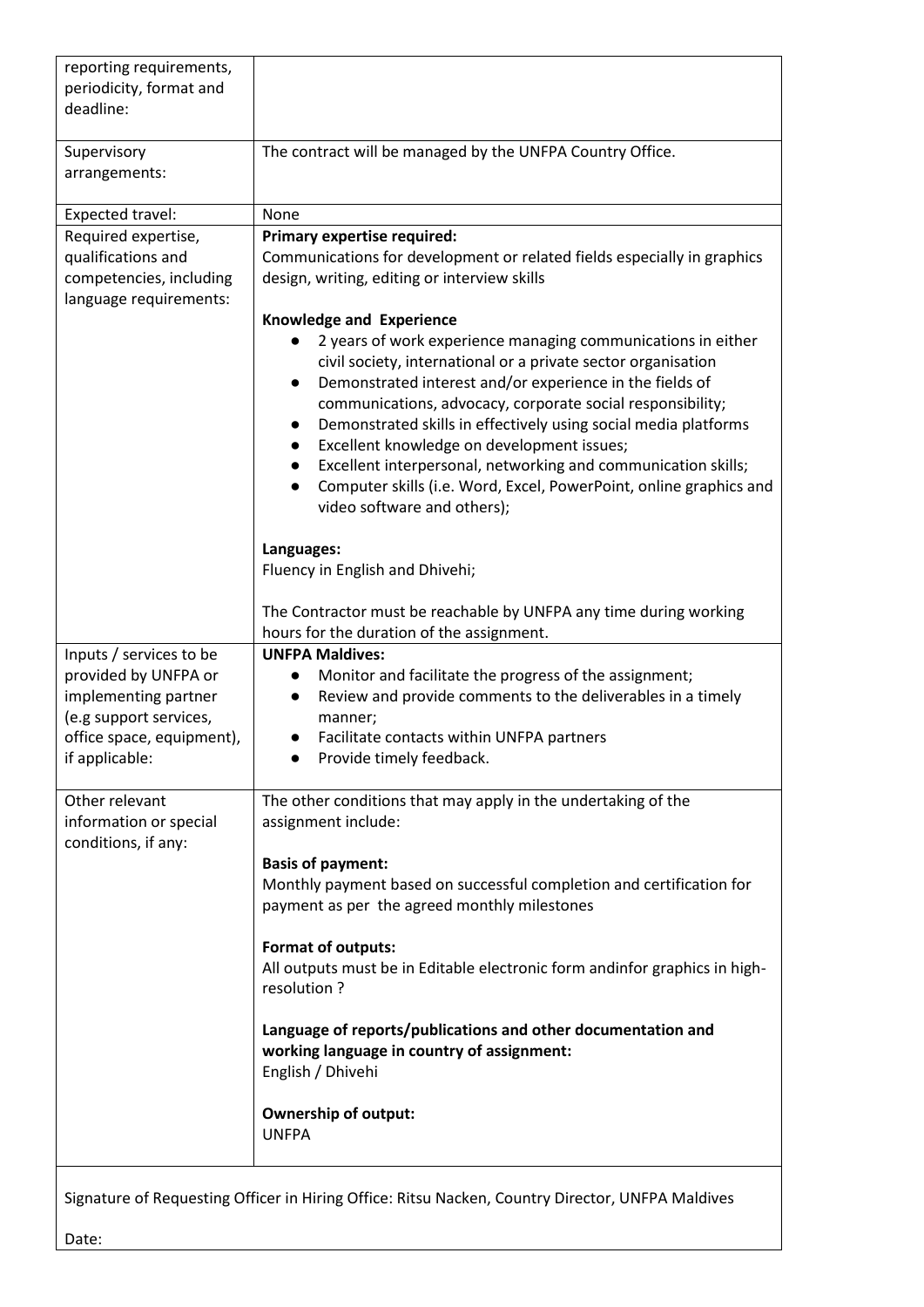| | |
|---|---|
| reporting requirements, periodicity, format and deadline: | |
| Supervisory arrangements: | The contract will be managed by the UNFPA Country Office. |
| Expected travel: | None |
| Required expertise, qualifications and competencies, including language requirements: | **Primary expertise required:**<br>Communications for development or related fields especially in graphics design, writing, editing or interview skills<br><br>**Knowledge and Experience**<br>● 2 years of work experience managing communications in either civil society, international or a private sector organisation<br>● Demonstrated interest and/or experience in the fields of communications, advocacy, corporate social responsibility;<br>● Demonstrated skills in effectively using social media platforms<br>● Excellent knowledge on development issues;<br>● Excellent interpersonal, networking and communication skills;<br>● Computer skills (i.e. Word, Excel, PowerPoint, online graphics and video software and others);<br><br>**Languages:**<br>Fluency in English and Dhivehi;<br><br>The Contractor must be reachable by UNFPA any time during working hours for the duration of the assignment. |
| Inputs / services to be provided by UNFPA or implementing partner (e.g support services, office space, equipment), if applicable: | **UNFPA Maldives:**<br>● Monitor and facilitate the progress of the assignment;<br>● Review and provide comments to the deliverables in a timely manner;<br>● Facilitate contacts within UNFPA partners<br>● Provide timely feedback. |
| Other relevant information or special conditions, if any: | The other conditions that may apply in the undertaking of the assignment include:<br><br>**Basis of payment:**<br>Monthly payment based on successful completion and certification for payment as per the agreed monthly milestones<br><br>**Format of outputs:**<br>All outputs must be in Editable electronic form andinfor graphics in high-resolution ?<br><br>**Language of reports/publications and other documentation and working language in country of assignment:**<br>English / Dhivehi<br><br>**Ownership of output:**<br>UNFPA |

Signature of Requesting Officer in Hiring Office: Ritsu Nacken, Country Director, UNFPA Maldives

Date: